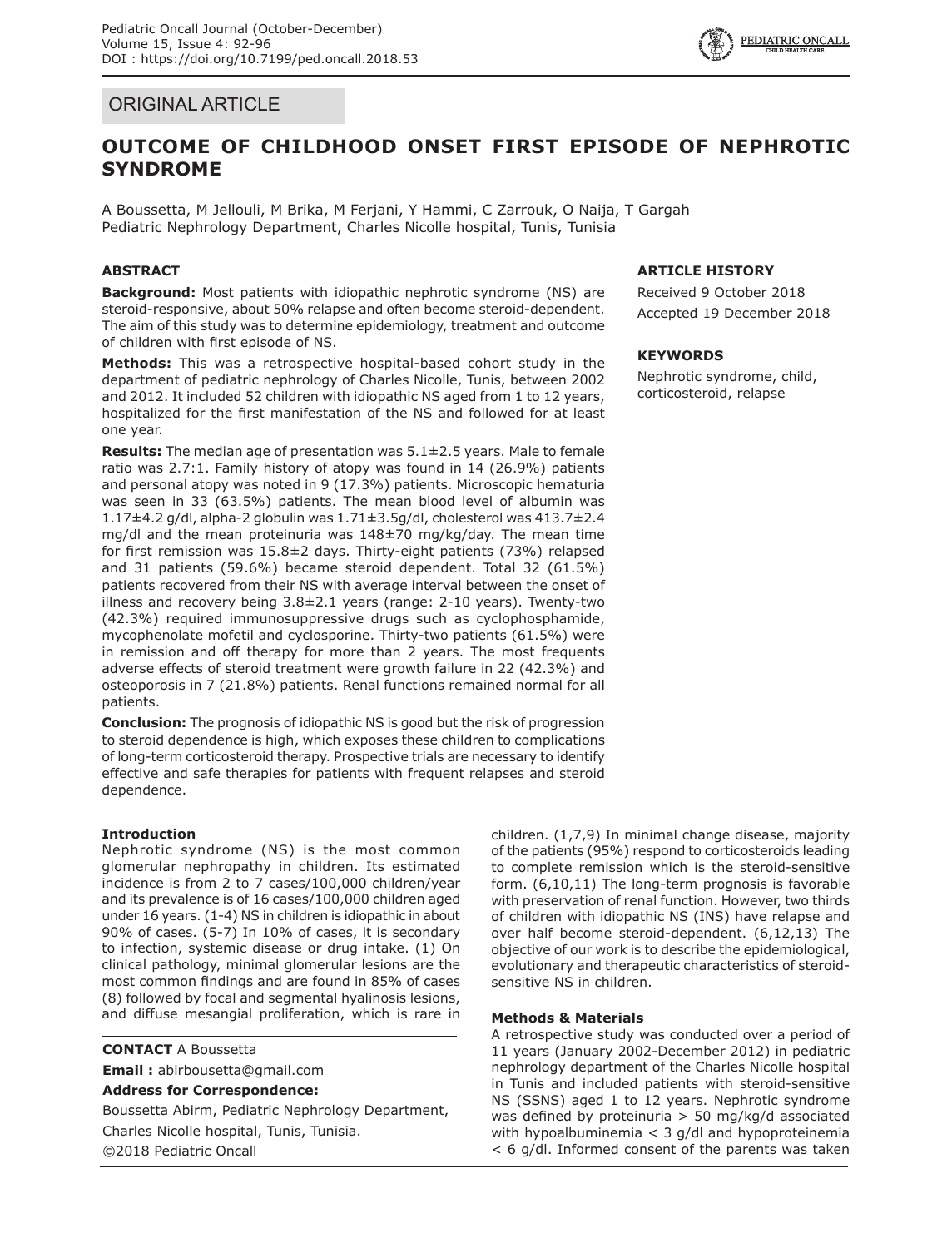ORIGINAL ARTICLE

# OUTCOME OF CHILDHOOD ONSET FIRST EPISODE OF NEPHROTIC SYNDROME

A Boussetta, M Jellouli, M Brika, M Ferjani, Y Hammi, C Zarrouk, O Naija, T Gargah
Pediatric Nephrology Department, Charles Nicolle hospital, Tunis, Tunisia

## ABSTRACT

**Background:** Most patients with idiopathic nephrotic syndrome (NS) are steroid-responsive, about 50% relapse and often become steroid-dependent. The aim of this study was to determine epidemiology, treatment and outcome of children with first episode of NS.

**Methods:** This was a retrospective hospital-based cohort study in the department of pediatric nephrology of Charles Nicolle, Tunis, between 2002 and 2012. It included 52 children with idiopathic NS aged from 1 to 12 years, hospitalized for the first manifestation of the NS and followed for at least one year.

**Results:** The median age of presentation was 5.1±2.5 years. Male to female ratio was 2.7:1. Family history of atopy was found in 14 (26.9%) patients and personal atopy was noted in 9 (17.3%) patients. Microscopic hematuria was seen in 33 (63.5%) patients. The mean blood level of albumin was 1.17±4.2 g/dl, alpha-2 globulin was 1.71±3.5g/dl, cholesterol was 413.7±2.4 mg/dl and the mean proteinuria was 148±70 mg/kg/day. The mean time for first remission was 15.8±2 days. Thirty-eight patients (73%) relapsed and 31 patients (59.6%) became steroid dependent. Total 32 (61.5%) patients recovered from their NS with average interval between the onset of illness and recovery being 3.8±2.1 years (range: 2-10 years). Twenty-two (42.3%) required immunosuppressive drugs such as cyclophosphamide, mycophenolate mofetil and cyclosporine. Thirty-two patients (61.5%) were in remission and off therapy for more than 2 years. The most frequents adverse effects of steroid treatment were growth failure in 22 (42.3%) and osteoporosis in 7 (21.8%) patients. Renal functions remained normal for all patients.

**Conclusion:** The prognosis of idiopathic NS is good but the risk of progression to steroid dependence is high, which exposes these children to complications of long-term corticosteroid therapy. Prospective trials are necessary to identify effective and safe therapies for patients with frequent relapses and steroid dependence.

## ARTICLE HISTORY

Received 9 October 2018

Accepted 19 December 2018

## KEYWORDS

Nephrotic syndrome, child, corticosteroid, relapse

## Introduction

Nephrotic syndrome (NS) is the most common glomerular nephropathy in children. Its estimated incidence is from 2 to 7 cases/100,000 children/year and its prevalence is of 16 cases/100,000 children aged under 16 years. (1-4) NS in children is idiopathic in about 90% of cases. (5-7) In 10% of cases, it is secondary to infection, systemic disease or drug intake. (1) On clinical pathology, minimal glomerular lesions are the most common findings and are found in 85% of cases (8) followed by focal and segmental hyalinosis lesions, and diffuse mesangial proliferation, which is rare in children. (1,7,9) In minimal change disease, majority of the patients (95%) respond to corticosteroids leading to complete remission which is the steroid-sensitive form. (6,10,11) The long-term prognosis is favorable with preservation of renal function. However, two thirds of children with idiopathic NS (INS) have relapse and over half become steroid-dependent. (6,12,13) The objective of our work is to describe the epidemiological, evolutionary and therapeutic characteristics of steroid-sensitive NS in children.

## Methods & Materials

A retrospective study was conducted over a period of 11 years (January 2002-December 2012) in pediatric nephrology department of the Charles Nicolle hospital in Tunis and included patients with steroid-sensitive NS (SSNS) aged 1 to 12 years. Nephrotic syndrome was defined by proteinuria > 50 mg/kg/d associated with hypoalbuminemia < 3 g/dl and hypoproteinemia < 6 g/dl. Informed consent of the parents was taken

**CONTACT** A Boussetta

**Email :** abirboussetta@gmail.com

**Address for Correspondence:**

Boussetta Abirm, Pediatric Nephrology Department, Charles Nicolle hospital, Tunis, Tunisia.

©2018 Pediatric Oncall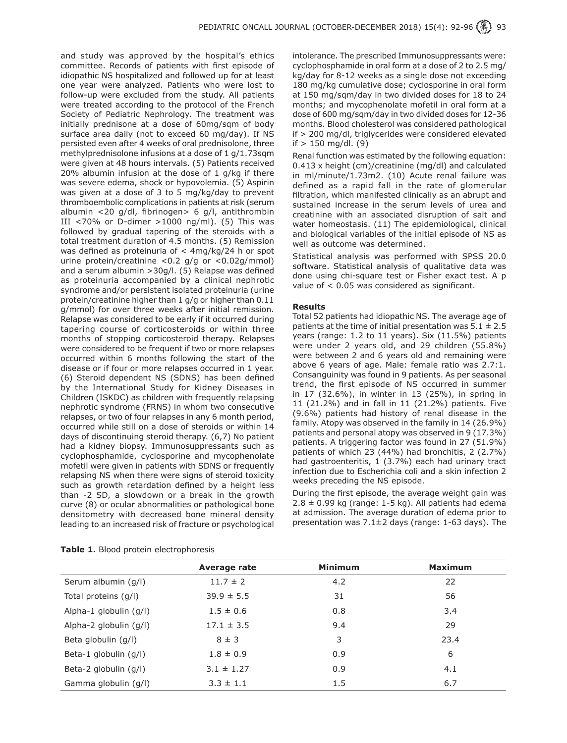and study was approved by the hospital's ethics committee. Records of patients with first episode of idiopathic NS hospitalized and followed up for at least one year were analyzed. Patients who were lost to follow-up were excluded from the study. All patients were treated according to the protocol of the French Society of Pediatric Nephrology. The treatment was initially prednisone at a dose of 60mg/sqm of body surface area daily (not to exceed 60 mg/day). If NS persisted even after 4 weeks of oral prednisolone, three methylprednisolone infusions at a dose of 1 g/1.73sqm were given at 48 hours intervals. (5) Patients received 20% albumin infusion at the dose of 1 g/kg if there was severe edema, shock or hypovolemia. (5) Aspirin was given at a dose of 3 to 5 mg/kg/day to prevent thromboembolic complications in patients at risk (serum albumin <20 g/dl, fibrinogen> 6 g/l, antithrombin III <70% or D-dimer >1000 ng/ml). (5) This was followed by gradual tapering of the steroids with a total treatment duration of 4.5 months. (5) Remission was defined as proteinuria of < 4mg/kg/24 h or spot urine protein/creatinine <0.2 g/g or <0.02g/mmol) and a serum albumin >30g/l. (5) Relapse was defined as proteinuria accompanied by a clinical nephrotic syndrome and/or persistent isolated proteinuria (urine protein/creatinine higher than 1 g/g or higher than 0.11 g/mmol) for over three weeks after initial remission. Relapse was considered to be early if it occurred during tapering course of corticosteroids or within three months of stopping corticosteroid therapy. Relapses were considered to be frequent if two or more relapses occurred within 6 months following the start of the disease or if four or more relapses occurred in 1 year. (6) Steroid dependent NS (SDNS) has been defined by the International Study for Kidney Diseases in Children (ISKDC) as children with frequently relapsing nephrotic syndrome (FRNS) in whom two consecutive relapses, or two of four relapses in any 6 month period, occurred while still on a dose of steroids or within 14 days of discontinuing steroid therapy. (6,7) No patient had a kidney biopsy. Immunosuppressants such as cyclophosphamide, cyclosporine and mycophenolate mofetil were given in patients with SDNS or frequently relapsing NS when there were signs of steroid toxicity such as growth retardation defined by a height less than -2 SD, a slowdown or a break in the growth curve (8) or ocular abnormalities or pathological bone densitometry with decreased bone mineral density leading to an increased risk of fracture or psychological intolerance. The prescribed Immunosuppressants were: cyclophosphamide in oral form at a dose of 2 to 2.5 mg/kg/day for 8-12 weeks as a single dose not exceeding 180 mg/kg cumulative dose; cyclosporine in oral form at 150 mg/sqm/day in two divided doses for 18 to 24 months; and mycophenolate mofetil in oral form at a dose of 600 mg/sqm/day in two divided doses for 12-36 months. Blood cholesterol was considered pathological if > 200 mg/dl, triglycerides were considered elevated if > 150 mg/dl. (9)

Renal function was estimated by the following equation: 0.413 x height (cm)/creatinine (mg/dl) and calculated in ml/minute/1.73m2. (10) Acute renal failure was defined as a rapid fall in the rate of glomerular filtration, which manifested clinically as an abrupt and sustained increase in the serum levels of urea and creatinine with an associated disruption of salt and water homeostasis. (11) The epidemiological, clinical and biological variables of the initial episode of NS as well as outcome was determined.

Statistical analysis was performed with SPSS 20.0 software. Statistical analysis of qualitative data was done using chi-square test or Fisher exact test. A p value of $< 0.05$ was considered as significant.

### Results

Total 52 patients had idiopathic NS. The average age of patients at the time of initial presentation was $5.1 \pm 2.5$ years (range: 1.2 to 11 years). Six (11.5%) patients were under 2 years old, and 29 children (55.8%) were between 2 and 6 years old and remaining were above 6 years of age. Male: female ratio was 2.7:1. Consanguinity was found in 9 patients. As per seasonal trend, the first episode of NS occurred in summer in 17 (32.6%), in winter in 13 (25%), in spring in 11 (21.2%) and in fall in 11 (21.2%) patients. Five (9.6%) patients had history of renal disease in the family. Atopy was observed in the family in 14 (26.9%) patients and personal atopy was observed in 9 (17.3%) patients. A triggering factor was found in 27 (51.9%) patients of which 23 (44%) had bronchitis, 2 (2.7%) had gastroenteritis, 1 (3.7%) each had urinary tract infection due to Escherichia coli and a skin infection 2 weeks preceding the NS episode.

During the first episode, the average weight gain was $2.8 \pm 0.99$ kg (range: 1-5 kg). All patients had edema at admission. The average duration of edema prior to presentation was $7.1 \pm 2$ days (range: 1-63 days). The

**Table 1.** Blood protein electrophoresis

| | Average rate | Minimum | Maximum |
|---|---|---|---|
| Serum albumin (g/l) | $11.7 \pm 2$ | 4.2 | 22 |
| Total proteins (g/l) | $39.9 \pm 5.5$ | 31 | 56 |
| Alpha-1 globulin (g/l) | $1.5 \pm 0.6$ | 0.8 | 3.4 |
| Alpha-2 globulin (g/l) | $17.1 \pm 3.5$ | 9.4 | 29 |
| Beta globulin (g/l) | $8 \pm 3$ | 3 | 23.4 |
| Beta-1 globulin (g/l) | $1.8 \pm 0.9$ | 0.9 | 6 |
| Beta-2 globulin (g/l) | $3.1 \pm 1.27$ | 0.9 | 4.1 |
| Gamma globulin (g/l) | $3.3 \pm 1.1$ | 1.5 | 6.7 |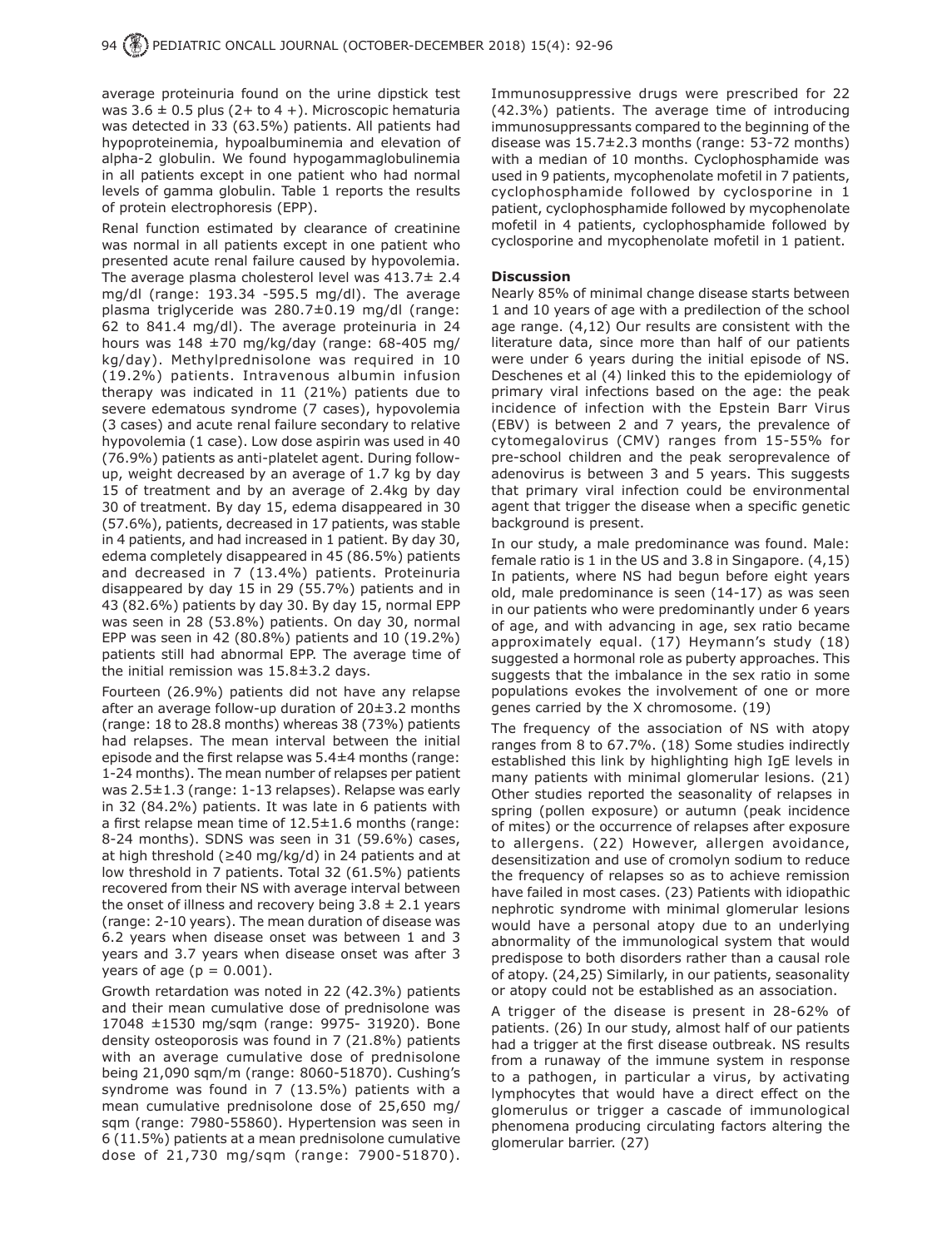average proteinuria found on the urine dipstick test was 3.6 ± 0.5 plus (2+ to 4 +). Microscopic hematuria was detected in 33 (63.5%) patients. All patients had hypoproteinemia, hypoalbuminemia and elevation of alpha-2 globulin. We found hypogammaglobulinemia in all patients except in one patient who had normal levels of gamma globulin. Table 1 reports the results of protein electrophoresis (EPP).

Renal function estimated by clearance of creatinine was normal in all patients except in one patient who presented acute renal failure caused by hypovolemia. The average plasma cholesterol level was 413.7± 2.4 mg/dl (range: 193.34 -595.5 mg/dl). The average plasma triglyceride was 280.7±0.19 mg/dl (range: 62 to 841.4 mg/dl). The average proteinuria in 24 hours was 148 ±70 mg/kg/day (range: 68-405 mg/kg/day). Methylprednisolone was required in 10 (19.2%) patients. Intravenous albumin infusion therapy was indicated in 11 (21%) patients due to severe edematous syndrome (7 cases), hypovolemia (3 cases) and acute renal failure secondary to relative hypovolemia (1 case). Low dose aspirin was used in 40 (76.9%) patients as anti-platelet agent. During follow-up, weight decreased by an average of 1.7 kg by day 15 of treatment and by an average of 2.4kg by day 30 of treatment. By day 15, edema disappeared in 30 (57.6%), patients, decreased in 17 patients, was stable in 4 patients, and had increased in 1 patient. By day 30, edema completely disappeared in 45 (86.5%) patients and decreased in 7 (13.4%) patients. Proteinuria disappeared by day 15 in 29 (55.7%) patients and in 43 (82.6%) patients by day 30. By day 15, normal EPP was seen in 28 (53.8%) patients. On day 30, normal EPP was seen in 42 (80.8%) patients and 10 (19.2%) patients still had abnormal EPP. The average time of the initial remission was 15.8±3.2 days.

Fourteen (26.9%) patients did not have any relapse after an average follow-up duration of 20±3.2 months (range: 18 to 28.8 months) whereas 38 (73%) patients had relapses. The mean interval between the initial episode and the first relapse was 5.4±4 months (range: 1-24 months). The mean number of relapses per patient was 2.5±1.3 (range: 1-13 relapses). Relapse was early in 32 (84.2%) patients. It was late in 6 patients with a first relapse mean time of 12.5±1.6 months (range: 8-24 months). SDNS was seen in 31 (59.6%) cases, at high threshold (≥40 mg/kg/d) in 24 patients and at low threshold in 7 patients. Total 32 (61.5%) patients recovered from their NS with average interval between the onset of illness and recovery being 3.8 ± 2.1 years (range: 2-10 years). The mean duration of disease was 6.2 years when disease onset was between 1 and 3 years and 3.7 years when disease onset was after 3 years of age ($p = 0.001$).

Growth retardation was noted in 22 (42.3%) patients and their mean cumulative dose of prednisolone was 17048 ±1530 mg/sqm (range: 9975- 31920). Bone density osteoporosis was found in 7 (21.8%) patients with an average cumulative dose of prednisolone being 21,090 sqm/m (range: 8060-51870). Cushing's syndrome was found in 7 (13.5%) patients with a mean cumulative prednisolone dose of 25,650 mg/sqm (range: 7980-55860). Hypertension was seen in 6 (11.5%) patients at a mean prednisolone cumulative dose of 21,730 mg/sqm (range: 7900-51870). Immunosuppressive drugs were prescribed for 22 (42.3%) patients. The average time of introducing immunosuppressants compared to the beginning of the disease was 15.7±2.3 months (range: 53-72 months) with a median of 10 months. Cyclophosphamide was used in 9 patients, mycophenolate mofetil in 7 patients, cyclophosphamide followed by cyclosporine in 1 patient, cyclophosphamide followed by mycophenolate mofetil in 4 patients, cyclophosphamide followed by cyclosporine and mycophenolate mofetil in 1 patient.

## Discussion

Nearly 85% of minimal change disease starts between 1 and 10 years of age with a predilection of the school age range. (4,12) Our results are consistent with the literature data, since more than half of our patients were under 6 years during the initial episode of NS. Deschenes et al (4) linked this to the epidemiology of primary viral infections based on the age: the peak incidence of infection with the Epstein Barr Virus (EBV) is between 2 and 7 years, the prevalence of cytomegalovirus (CMV) ranges from 15-55% for pre-school children and the peak seroprevalence of adenovirus is between 3 and 5 years. This suggests that primary viral infection could be environmental agent that trigger the disease when a specific genetic background is present.

In our study, a male predominance was found. Male: female ratio is 1 in the US and 3.8 in Singapore. (4,15) In patients, where NS had begun before eight years old, male predominance is seen (14-17) as was seen in our patients who were predominantly under 6 years of age, and with advancing in age, sex ratio became approximately equal. (17) Heymann's study (18) suggested a hormonal role as puberty approaches. This suggests that the imbalance in the sex ratio in some populations evokes the involvement of one or more genes carried by the X chromosome. (19)

The frequency of the association of NS with atopy ranges from 8 to 67.7%. (18) Some studies indirectly established this link by highlighting high IgE levels in many patients with minimal glomerular lesions. (21) Other studies reported the seasonality of relapses in spring (pollen exposure) or autumn (peak incidence of mites) or the occurrence of relapses after exposure to allergens. (22) However, allergen avoidance, desensitization and use of cromolyn sodium to reduce the frequency of relapses so as to achieve remission have failed in most cases. (23) Patients with idiopathic nephrotic syndrome with minimal glomerular lesions would have a personal atopy due to an underlying abnormality of the immunological system that would predispose to both disorders rather than a causal role of atopy. (24,25) Similarly, in our patients, seasonality or atopy could not be established as an association.

A trigger of the disease is present in 28-62% of patients. (26) In our study, almost half of our patients had a trigger at the first disease outbreak. NS results from a runaway of the immune system in response to a pathogen, in particular a virus, by activating lymphocytes that would have a direct effect on the glomerulus or trigger a cascade of immunological phenomena producing circulating factors altering the glomerular barrier. (27)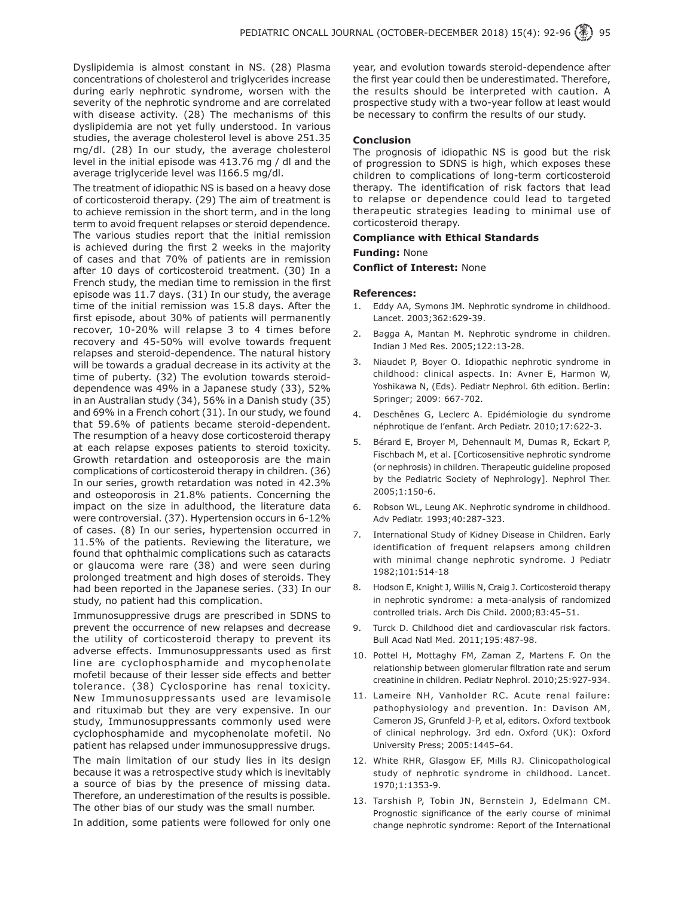Dyslipidemia is almost constant in NS. (28) Plasma concentrations of cholesterol and triglycerides increase during early nephrotic syndrome, worsen with the severity of the nephrotic syndrome and are correlated with disease activity. (28) The mechanisms of this dyslipidemia are not yet fully understood. In various studies, the average cholesterol level is above 251.35 mg/dl. (28) In our study, the average cholesterol level in the initial episode was 413.76 mg / dl and the average triglyceride level was l166.5 mg/dl.

The treatment of idiopathic NS is based on a heavy dose of corticosteroid therapy. (29) The aim of treatment is to achieve remission in the short term, and in the long term to avoid frequent relapses or steroid dependence. The various studies report that the initial remission is achieved during the first 2 weeks in the majority of cases and that 70% of patients are in remission after 10 days of corticosteroid treatment. (30) In a French study, the median time to remission in the first episode was 11.7 days. (31) In our study, the average time of the initial remission was 15.8 days. After the first episode, about 30% of patients will permanently recover, 10-20% will relapse 3 to 4 times before recovery and 45-50% will evolve towards frequent relapses and steroid-dependence. The natural history will be towards a gradual decrease in its activity at the time of puberty. (32) The evolution towards steroid-dependence was 49% in a Japanese study (33), 52% in an Australian study (34), 56% in a Danish study (35) and 69% in a French cohort (31). In our study, we found that 59.6% of patients became steroid-dependent. The resumption of a heavy dose corticosteroid therapy at each relapse exposes patients to steroid toxicity. Growth retardation and osteoporosis are the main complications of corticosteroid therapy in children. (36) In our series, growth retardation was noted in 42.3% and osteoporosis in 21.8% patients. Concerning the impact on the size in adulthood, the literature data were controversial. (37). Hypertension occurs in 6-12% of cases. (8) In our series, hypertension occurred in 11.5% of the patients. Reviewing the literature, we found that ophthalmic complications such as cataracts or glaucoma were rare (38) and were seen during prolonged treatment and high doses of steroids. They had been reported in the Japanese series. (33) In our study, no patient had this complication.

Immunosuppressive drugs are prescribed in SDNS to prevent the occurrence of new relapses and decrease the utility of corticosteroid therapy to prevent its adverse effects. Immunosuppressants used as first line are cyclophosphamide and mycophenolate mofetil because of their lesser side effects and better tolerance. (38) Cyclosporine has renal toxicity. New Immunosuppressants used are levamisole and rituximab but they are very expensive. In our study, Immunosuppressants commonly used were cyclophosphamide and mycophenolate mofetil. No patient has relapsed under immunosuppressive drugs.

The main limitation of our study lies in its design because it was a retrospective study which is inevitably a source of bias by the presence of missing data. Therefore, an underestimation of the results is possible. The other bias of our study was the small number.

In addition, some patients were followed for only one year, and evolution towards steroid-dependence after the first year could then be underestimated. Therefore, the results should be interpreted with caution. A prospective study with a two-year follow at least would be necessary to confirm the results of our study.

## Conclusion

The prognosis of idiopathic NS is good but the risk of progression to SDNS is high, which exposes these children to complications of long-term corticosteroid therapy. The identification of risk factors that lead to relapse or dependence could lead to targeted therapeutic strategies leading to minimal use of corticosteroid therapy.

**Compliance with Ethical Standards**

**Funding:** None

**Conflict of Interest:** None

**References:**

1. Eddy AA, Symons JM. Nephrotic syndrome in childhood. Lancet. 2003;362:629-39.
2. Bagga A, Mantan M. Nephrotic syndrome in children. Indian J Med Res. 2005;122:13-28.
3. Niaudet P, Boyer O. Idiopathic nephrotic syndrome in childhood: clinical aspects. In: Avner E, Harmon W, Yoshikawa N, (Eds). Pediatr Nephrol. 6th edition. Berlin: Springer; 2009: 667-702.
4. Deschênes G, Leclerc A. Epidémiologie du syndrome néphrotique de l'enfant. Arch Pediatr. 2010;17:622-3.
5. Bérard E, Broyer M, Dehennault M, Dumas R, Eckart P, Fischbach M, et al. [Corticosensitive nephrotic syndrome (or nephrosis) in children. Therapeutic guideline proposed by the Pediatric Society of Nephrology]. Nephrol Ther. 2005;1:150-6.
6. Robson WL, Leung AK. Nephrotic syndrome in childhood. Adv Pediatr. 1993;40:287-323.
7. International Study of Kidney Disease in Children. Early identification of frequent relapsers among children with minimal change nephrotic syndrome. J Pediatr 1982;101:514-18
8. Hodson E, Knight J, Willis N, Craig J. Corticosteroid therapy in nephrotic syndrome: a meta-analysis of randomized controlled trials. Arch Dis Child. 2000;83:45–51.
9. Turck D. Childhood diet and cardiovascular risk factors. Bull Acad Natl Med. 2011;195:487-98.
10. Pottel H, Mottaghy FM, Zaman Z, Martens F. On the relationship between glomerular filtration rate and serum creatinine in children. Pediatr Nephrol. 2010;25:927-934.
11. Lameire NH, Vanholder RC. Acute renal failure: pathophysiology and prevention. In: Davison AM, Cameron JS, Grunfeld J-P, et al, editors. Oxford textbook of clinical nephrology. 3rd edn. Oxford (UK): Oxford University Press; 2005:1445–64.
12. White RHR, Glasgow EF, Mills RJ. Clinicopathological study of nephrotic syndrome in childhood. Lancet. 1970;1:1353-9.
13. Tarshish P, Tobin JN, Bernstein J, Edelmann CM. Prognostic significance of the early course of minimal change nephrotic syndrome: Report of the International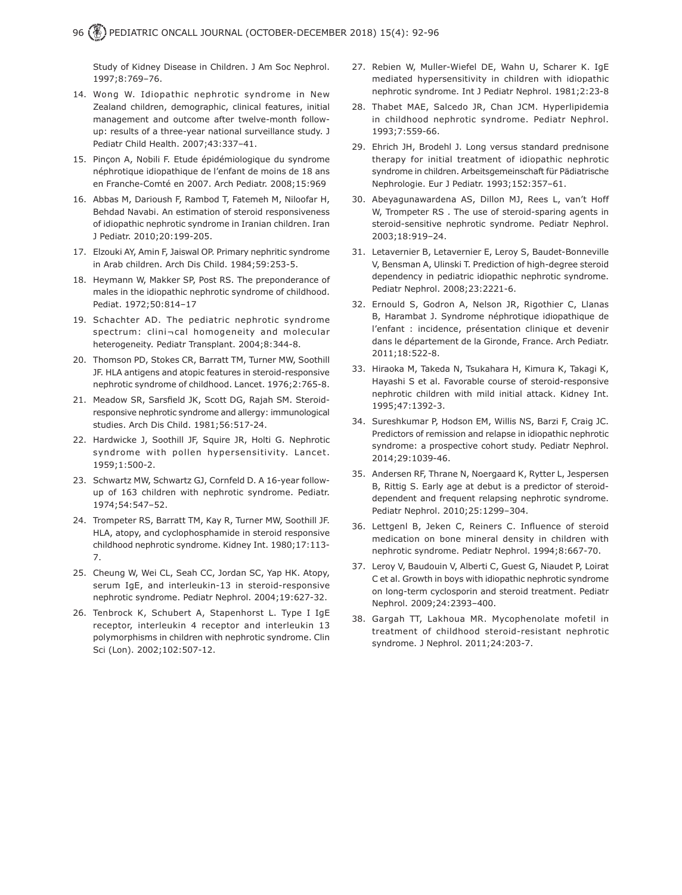Study of Kidney Disease in Children. J Am Soc Nephrol. 1997;8:769–76.

14. Wong W. Idiopathic nephrotic syndrome in New Zealand children, demographic, clinical features, initial management and outcome after twelve-month follow-up: results of a three-year national surveillance study. J Pediatr Child Health. 2007;43:337–41.
15. Pinçon A, Nobili F. Etude épidémiologique du syndrome néphrotique idiopathique de l'enfant de moins de 18 ans en Franche-Comté en 2007. Arch Pediatr. 2008;15:969
16. Abbas M, Darioush F, Rambod T, Fatemeh M, Niloofar H, Behdad Navabi. An estimation of steroid responsiveness of idiopathic nephrotic syndrome in Iranian children. Iran J Pediatr. 2010;20:199-205.
17. Elzouki AY, Amin F, Jaiswal OP. Primary nephritic syndrome in Arab children. Arch Dis Child. 1984;59:253-5.
18. Heymann W, Makker SP, Post RS. The preponderance of males in the idiopathic nephrotic syndrome of childhood. Pediat. 1972;50:814–17
19. Schachter AD. The pediatric nephrotic syndrome spectrum: clini¬cal homogeneity and molecular heterogeneity. Pediatr Transplant. 2004;8:344-8.
20. Thomson PD, Stokes CR, Barratt TM, Turner MW, Soothill JF. HLA antigens and atopic features in steroid-responsive nephrotic syndrome of childhood. Lancet. 1976;2:765-8.
21. Meadow SR, Sarsfield JK, Scott DG, Rajah SM. Steroid-responsive nephrotic syndrome and allergy: immunological studies. Arch Dis Child. 1981;56:517-24.
22. Hardwicke J, Soothill JF, Squire JR, Holti G. Nephrotic syndrome with pollen hypersensitivity. Lancet. 1959;1:500-2.
23. Schwartz MW, Schwartz GJ, Cornfeld D. A 16-year follow-up of 163 children with nephrotic syndrome. Pediatr. 1974;54:547–52.
24. Trompeter RS, Barratt TM, Kay R, Turner MW, Soothill JF. HLA, atopy, and cyclophosphamide in steroid responsive childhood nephrotic syndrome. Kidney Int. 1980;17:113-7.
25. Cheung W, Wei CL, Seah CC, Jordan SC, Yap HK. Atopy, serum IgE, and interleukin-13 in steroid-responsive nephrotic syndrome. Pediatr Nephrol. 2004;19:627-32.
26. Tenbrock K, Schubert A, Stapenhorst L. Type I IgE receptor, interleukin 4 receptor and interleukin 13 polymorphisms in children with nephrotic syndrome. Clin Sci (Lon). 2002;102:507-12.
27. Rebien W, Muller-Wiefel DE, Wahn U, Scharer K. IgE mediated hypersensitivity in children with idiopathic nephrotic syndrome. Int J Pediatr Nephrol. 1981;2:23-8
28. Thabet MAE, Salcedo JR, Chan JCM. Hyperlipidemia in childhood nephrotic syndrome. Pediatr Nephrol. 1993;7:559-66.
29. Ehrich JH, Brodehl J. Long versus standard prednisone therapy for initial treatment of idiopathic nephrotic syndrome in children. Arbeitsgemeinschaft für Pädiatrische Nephrologie. Eur J Pediatr. 1993;152:357–61.
30. Abeyagunawardena AS, Dillon MJ, Rees L, van't Hoff W, Trompeter RS . The use of steroid-sparing agents in steroid-sensitive nephrotic syndrome. Pediatr Nephrol. 2003;18:919–24.
31. Letavernier B, Letavernier E, Leroy S, Baudet-Bonneville V, Bensman A, Ulinski T. Prediction of high-degree steroid dependency in pediatric idiopathic nephrotic syndrome. Pediatr Nephrol. 2008;23:2221-6.
32. Ernould S, Godron A, Nelson JR, Rigothier C, Llanas B, Harambat J. Syndrome néphrotique idiopathique de l'enfant : incidence, présentation clinique et devenir dans le département de la Gironde, France. Arch Pediatr. 2011;18:522-8.
33. Hiraoka M, Takeda N, Tsukahara H, Kimura K, Takagi K, Hayashi S et al. Favorable course of steroid-responsive nephrotic children with mild initial attack. Kidney Int. 1995;47:1392-3.
34. Sureshkumar P, Hodson EM, Willis NS, Barzi F, Craig JC. Predictors of remission and relapse in idiopathic nephrotic syndrome: a prospective cohort study. Pediatr Nephrol. 2014;29:1039-46.
35. Andersen RF, Thrane N, Noergaard K, Rytter L, Jespersen B, Rittig S. Early age at debut is a predictor of steroid-dependent and frequent relapsing nephrotic syndrome. Pediatr Nephrol. 2010;25:1299–304.
36. Lettgenl B, Jeken C, Reiners C. Influence of steroid medication on bone mineral density in children with nephrotic syndrome. Pediatr Nephrol. 1994;8:667-70.
37. Leroy V, Baudouin V, Alberti C, Guest G, Niaudet P, Loirat C et al. Growth in boys with idiopathic nephrotic syndrome on long-term cyclosporin and steroid treatment. Pediatr Nephrol. 2009;24:2393–400.
38. Gargah TT, Lakhoua MR. Mycophenolate mofetil in treatment of childhood steroid-resistant nephrotic syndrome. J Nephrol. 2011;24:203-7.